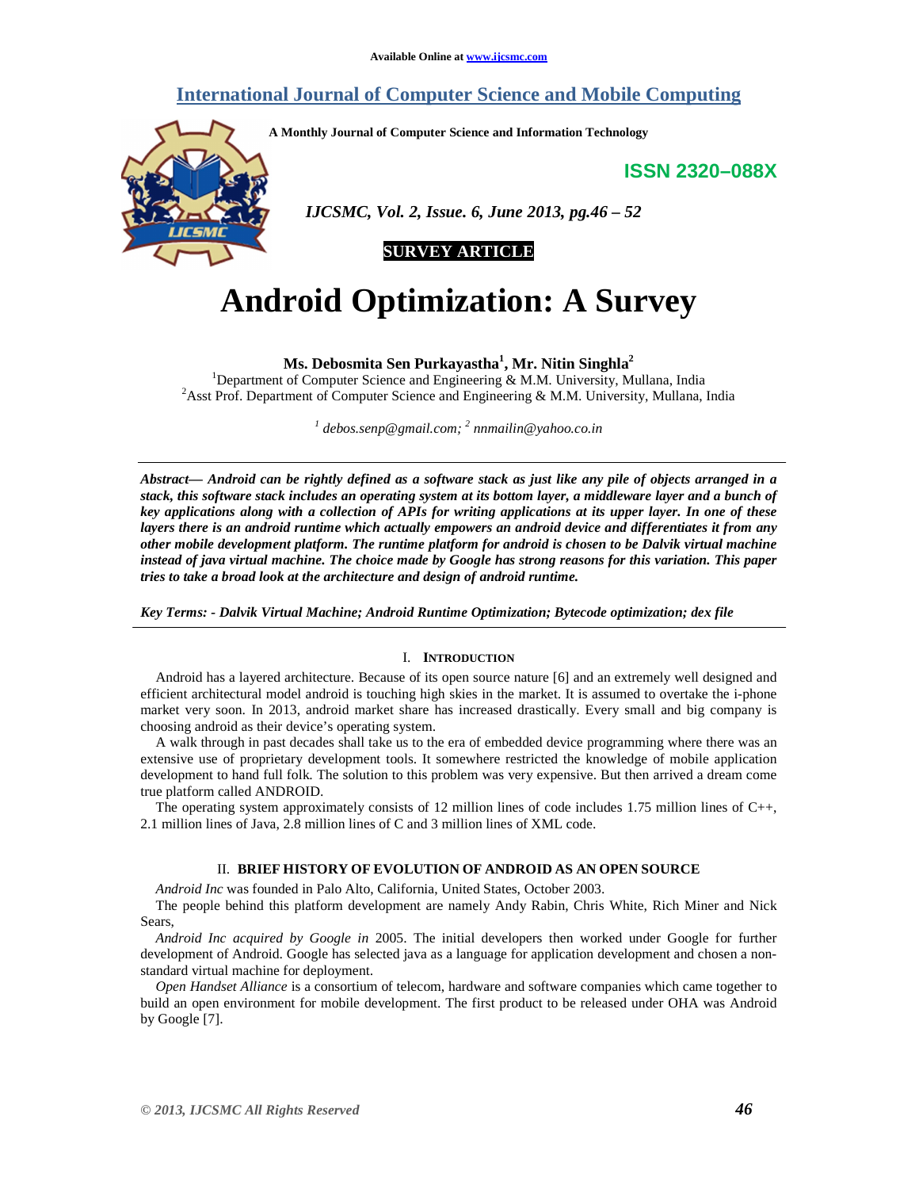Available Online at www.ijcsmc.com

# International Journal of Computer Science and Mobile Computing

**A Monthly Journal of Computer Science and Information Technology**

**ISSN 2320–088X**

*IJCSMC, Vol. 2, Issue. 6, June 2013, pg.46 – 52*

**SURVEY ARTICLE**

# Android Optimization: A Survey

**Ms. Debosmita Sen Purkayastha[1], Mr. Nitin Singhla[2]**

[1]Department of Computer Science and Engineering & M.M. University, Mullana, India
[2]Asst Prof. Department of Computer Science and Engineering & M.M. University, Mullana, India

*[1] debos.senp@gmail.com; [2] nnmailin@yahoo.co.in*

***Abstract— Android can be rightly defined as a software stack as just like any pile of objects arranged in a stack, this software stack includes an operating system at its bottom layer, a middleware layer and a bunch of key applications along with a collection of APIs for writing applications at its upper layer. In one of these layers there is an android runtime which actually empowers an android device and differentiates it from any other mobile development platform. The runtime platform for android is chosen to be Dalvik virtual machine instead of java virtual machine. The choice made by Google has strong reasons for this variation. This paper tries to take a broad look at the architecture and design of android runtime.***

***Key Terms: - Dalvik Virtual Machine; Android Runtime Optimization; Bytecode optimization; dex file***

## I. Introduction

Android has a layered architecture. Because of its open source nature [6] and an extremely well designed and efficient architectural model android is touching high skies in the market. It is assumed to overtake the i-phone market very soon. In 2013, android market share has increased drastically. Every small and big company is choosing android as their device's operating system.

A walk through in past decades shall take us to the era of embedded device programming where there was an extensive use of proprietary development tools. It somewhere restricted the knowledge of mobile application development to hand full folk. The solution to this problem was very expensive. But then arrived a dream come true platform called ANDROID.

The operating system approximately consists of 12 million lines of code includes 1.75 million lines of C++, 2.1 million lines of Java, 2.8 million lines of C and 3 million lines of XML code.

## II. Brief History of Evolution of Android as an Open Source

*Android Inc* was founded in Palo Alto, California, United States, October 2003.

The people behind this platform development are namely Andy Rabin, Chris White, Rich Miner and Nick Sears,

*Android Inc acquired by Google in* 2005. The initial developers then worked under Google for further development of Android. Google has selected java as a language for application development and chosen a non-standard virtual machine for deployment.

*Open Handset Alliance* is a consortium of telecom, hardware and software companies which came together to build an open environment for mobile development. The first product to be released under OHA was Android by Google [7].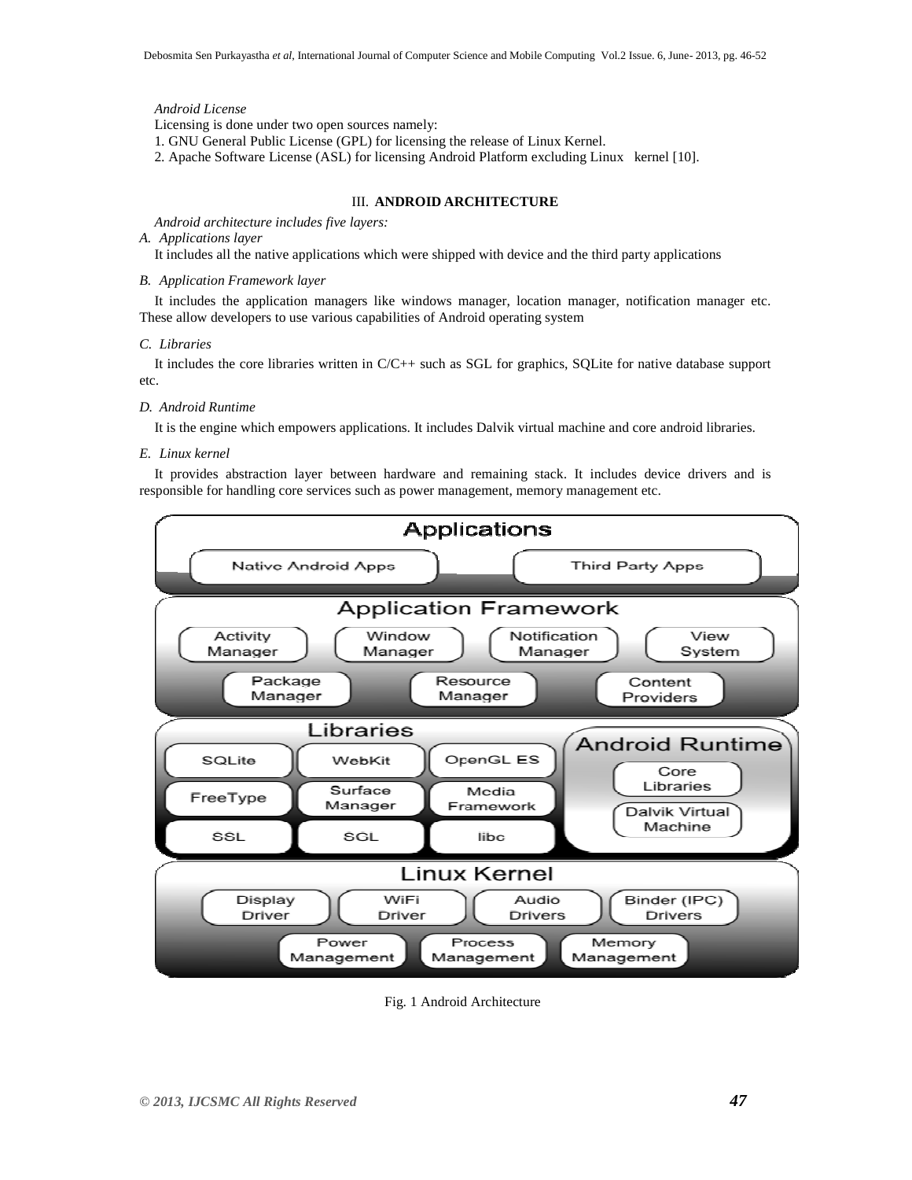*Android License*

Licensing is done under two open sources namely:

1. GNU General Public License (GPL) for licensing the release of Linux Kernel.
2. Apache Software License (ASL) for licensing Android Platform excluding Linux kernel [10].

## III. ANDROID ARCHITECTURE

*Android architecture includes five layers:*

### *A. Applications layer*

It includes all the native applications which were shipped with device and the third party applications

### *B. Application Framework layer*

It includes the application managers like windows manager, location manager, notification manager etc. These allow developers to use various capabilities of Android operating system

### *C. Libraries*

It includes the core libraries written in C/C++ such as SGL for graphics, SQLite for native database support etc.

### *D. Android Runtime*

It is the engine which empowers applications. It includes Dalvik virtual machine and core android libraries.

### *E. Linux kernel*

It provides abstraction layer between hardware and remaining stack. It includes device drivers and is responsible for handling core services such as power management, memory management etc.

| Layer | Components |
|---|---|
| Applications | Native Android Apps; Third Party Apps |
| Application Framework | Activity Manager; Window Manager; Notification Manager; View System; Package Manager; Resource Manager; Content Providers |
| Libraries | SQLite; WebKit; OpenGL ES; FreeType; Surface Manager; Media Framework; SSL; SGL; libc |
| Android Runtime | Core Libraries; Dalvik Virtual Machine |
| Linux Kernel | Display Driver; WiFi Driver; Audio Drivers; Binder (IPC) Drivers; Power Management; Process Management; Memory Management |

Fig. 1 Android Architecture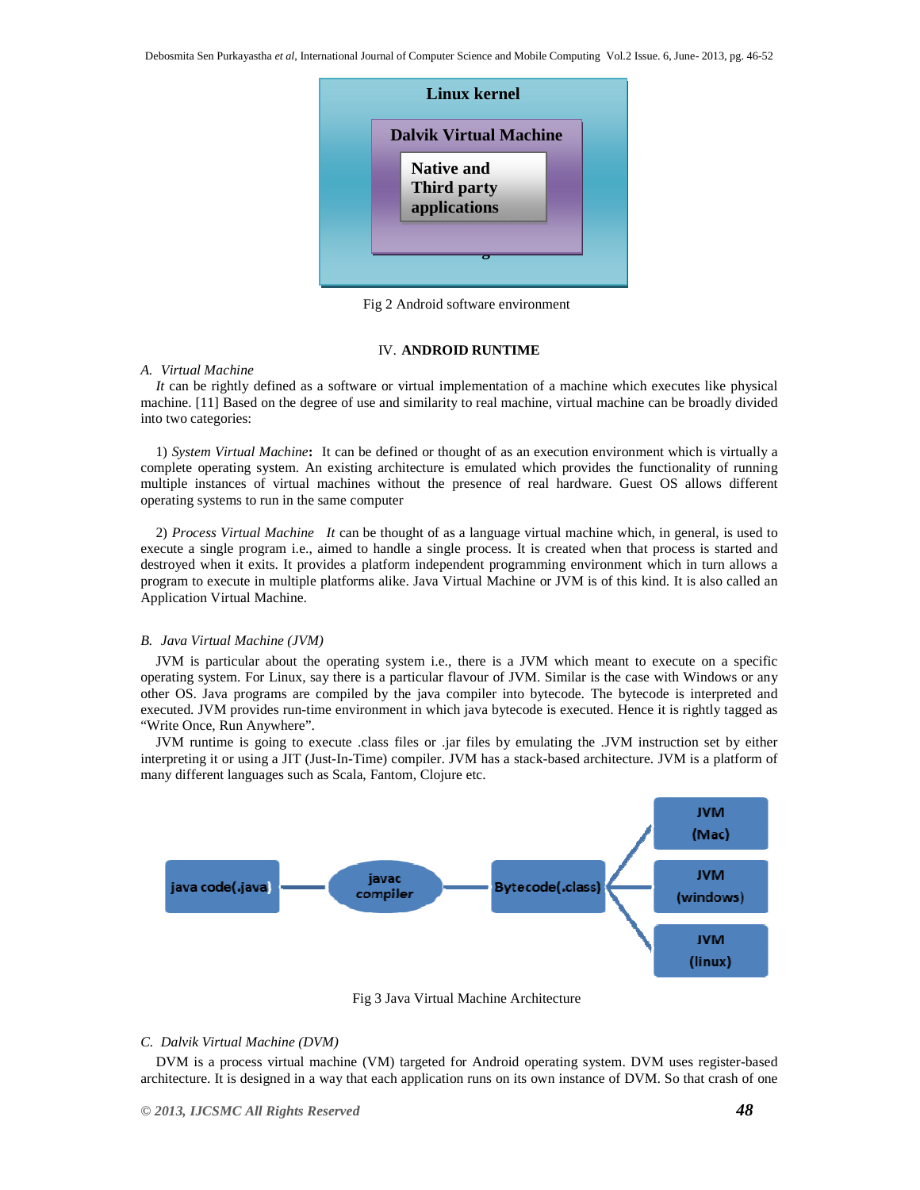Linux kernel

Dalvik Virtual Machine

Native and Third party applications

Fig 2 Android software environment

## IV. ANDROID RUNTIME

### A. Virtual Machine

*It* can be rightly defined as a software or virtual implementation of a machine which executes like physical machine. [11] Based on the degree of use and similarity to real machine, virtual machine can be broadly divided into two categories:

1) *System Virtual Machine***:** It can be defined or thought of as an execution environment which is virtually a complete operating system. An existing architecture is emulated which provides the functionality of running multiple instances of virtual machines without the presence of real hardware. Guest OS allows different operating systems to run in the same computer

2) *Process Virtual Machine It* can be thought of as a language virtual machine which, in general, is used to execute a single program i.e., aimed to handle a single process. It is created when that process is started and destroyed when it exits. It provides a platform independent programming environment which in turn allows a program to execute in multiple platforms alike. Java Virtual Machine or JVM is of this kind. It is also called an Application Virtual Machine.

### B. Java Virtual Machine (JVM)

JVM is particular about the operating system i.e., there is a JVM which meant to execute on a specific operating system. For Linux, say there is a particular flavour of JVM. Similar is the case with Windows or any other OS. Java programs are compiled by the java compiler into bytecode. The bytecode is interpreted and executed. JVM provides run-time environment in which java bytecode is executed. Hence it is rightly tagged as "Write Once, Run Anywhere".

JVM runtime is going to execute .class files or .jar files by emulating the .JVM instruction set by either interpreting it or using a JIT (Just-In-Time) compiler. JVM has a stack-based architecture. JVM is a platform of many different languages such as Scala, Fantom, Clojure etc.

java code(.java) — javac compiler — Bytecode(.class) — JVM (Mac) / JVM (windows) / JVM (linux)

Fig 3 Java Virtual Machine Architecture

### C. Dalvik Virtual Machine (DVM)

DVM is a process virtual machine (VM) targeted for Android operating system. DVM uses register-based architecture. It is designed in a way that each application runs on its own instance of DVM. So that crash of one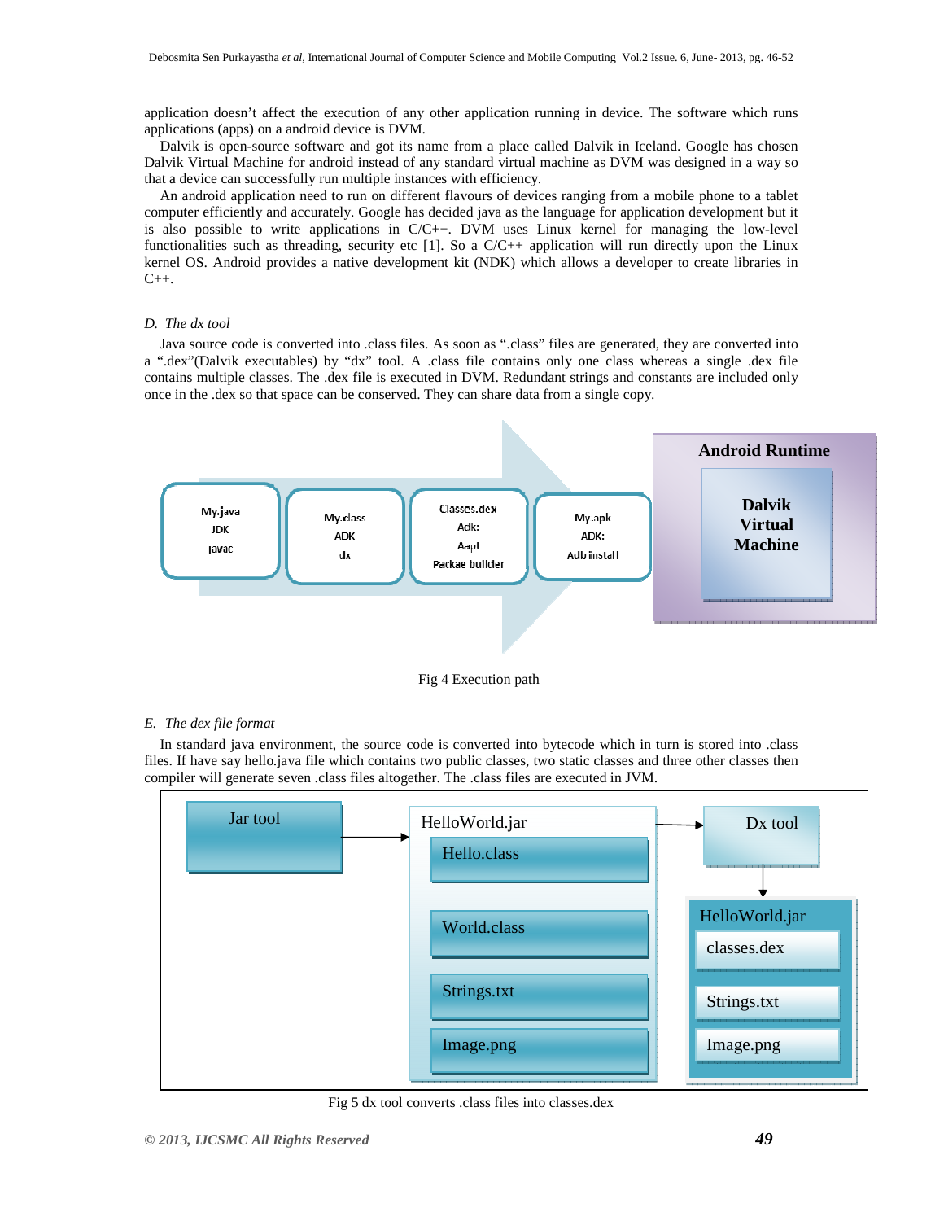application doesn't affect the execution of any other application running in device. The software which runs applications (apps) on a android device is DVM.

Dalvik is open-source software and got its name from a place called Dalvik in Iceland. Google has chosen Dalvik Virtual Machine for android instead of any standard virtual machine as DVM was designed in a way so that a device can successfully run multiple instances with efficiency.

An android application need to run on different flavours of devices ranging from a mobile phone to a tablet computer efficiently and accurately. Google has decided java as the language for application development but it is also possible to write applications in C/C++. DVM uses Linux kernel for managing the low-level functionalities such as threading, security etc [1]. So a C/C++ application will run directly upon the Linux kernel OS. Android provides a native development kit (NDK) which allows a developer to create libraries in C++.

### *D. The dx tool*

Java source code is converted into .class files. As soon as ".class" files are generated, they are converted into a ".dex"(Dalvik executables) by "dx" tool. A .class file contains only one class whereas a single .dex file contains multiple classes. The .dex file is executed in DVM. Redundant strings and constants are included only once in the .dex so that space can be conserved. They can share data from a single copy.

My.java
JDK
javac

My.class
ADK
dx

Classes.dex
Adk:
Aapt
Packae builder

My.apk
ADK:
Adb install

Android Runtime

Dalvik Virtual Machine

Fig 4 Execution path

### *E. The dex file format*

In standard java environment, the source code is converted into bytecode which in turn is stored into .class files. If have say hello.java file which contains two public classes, two static classes and three other classes then compiler will generate seven .class files altogether. The .class files are executed in JVM.

Jar tool

HelloWorld.jar
Hello.class
World.class
Strings.txt
Image.png

Dx tool

HelloWorld.jar
classes.dex
Strings.txt
Image.png

Fig 5 dx tool converts .class files into classes.dex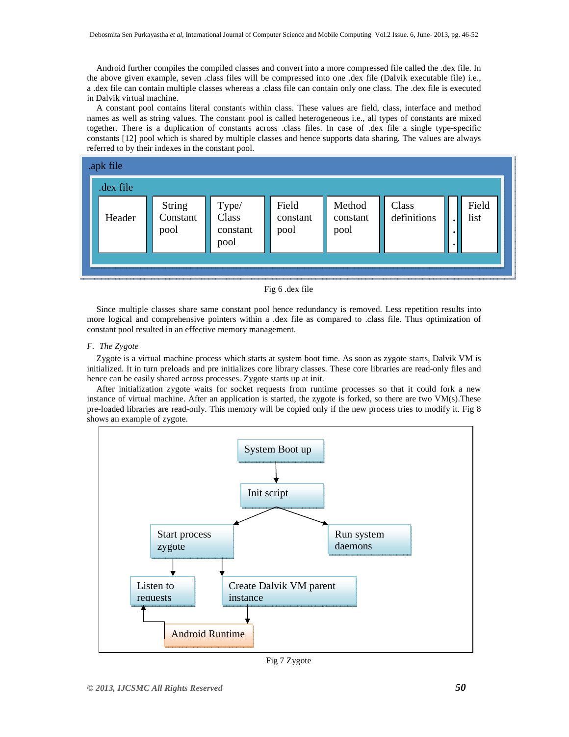Android further compiles the compiled classes and convert into a more compressed file called the .dex file. In the above given example, seven .class files will be compressed into one .dex file (Dalvik executable file) i.e., a .dex file can contain multiple classes whereas a .class file can contain only one class. The .dex file is executed in Dalvik virtual machine.

A constant pool contains literal constants within class. These values are field, class, interface and method names as well as string values. The constant pool is called heterogeneous i.e., all types of constants are mixed together. There is a duplication of constants across .class files. In case of .dex file a single type-specific constants [12] pool which is shared by multiple classes and hence supports data sharing. The values are always referred to by their indexes in the constant pool.

.apk file

.dex file

Header | String Constant pool | Type/ Class constant pool | Field constant pool | Method constant pool | Class definitions | ... | Field list

Fig 6 .dex file

Since multiple classes share same constant pool hence redundancy is removed. Less repetition results into more logical and comprehensive pointers within a .dex file as compared to .class file. Thus optimization of constant pool resulted in an effective memory management.

### *F. The Zygote*

Zygote is a virtual machine process which starts at system boot time. As soon as zygote starts, Dalvik VM is initialized. It in turn preloads and pre initializes core library classes. These core libraries are read-only files and hence can be easily shared across processes. Zygote starts up at init.

After initialization zygote waits for socket requests from runtime processes so that it could fork a new instance of virtual machine. After an application is started, the zygote is forked, so there are two VM(s).These pre-loaded libraries are read-only. This memory will be copied only if the new process tries to modify it. Fig 8 shows an example of zygote.

System Boot up → Init script → Start process zygote; Run system daemons

Start process zygote → Listen to requests; Create Dalvik VM parent instance

Create Dalvik VM parent instance → Android Runtime → Listen to requests

Fig 7 Zygote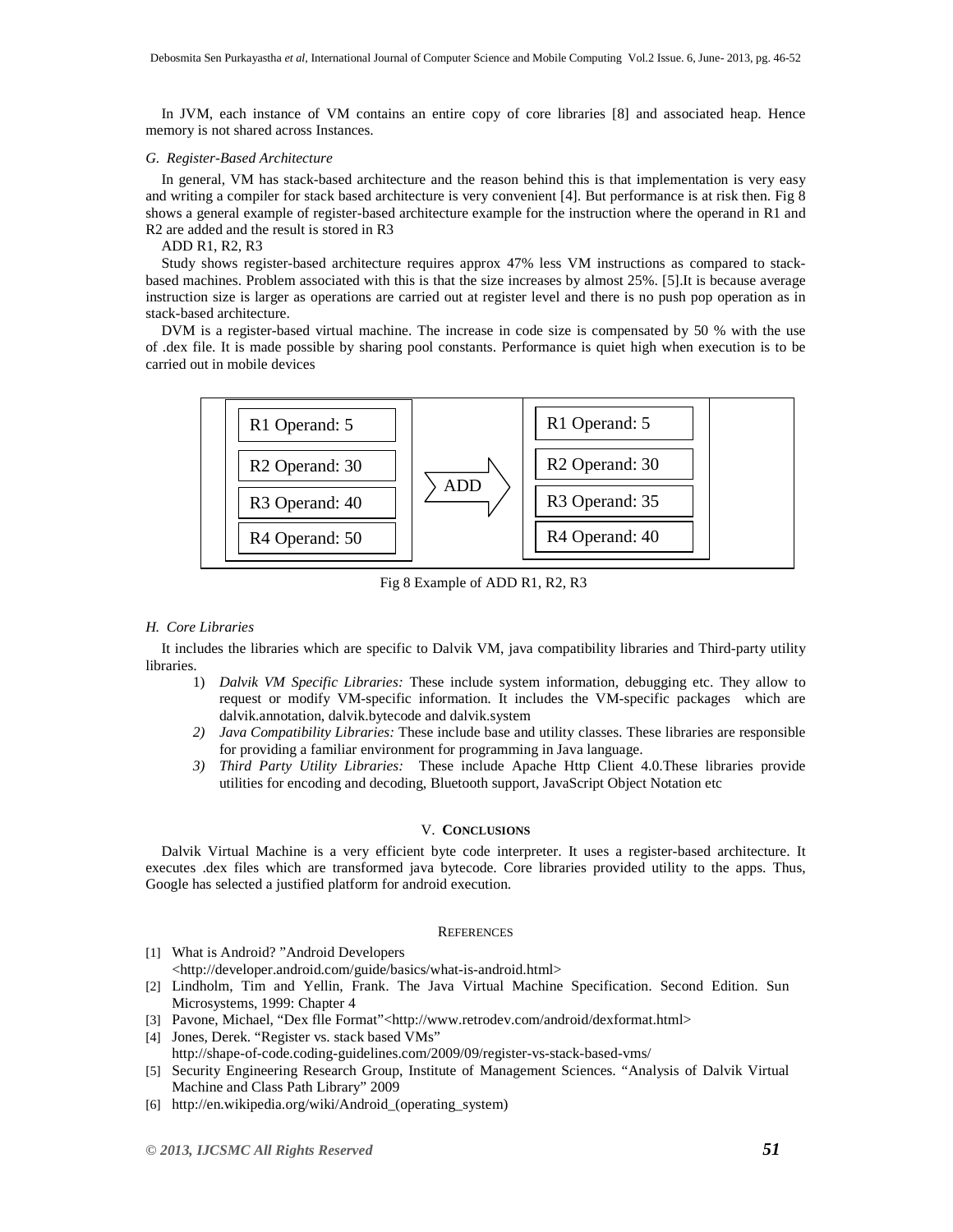In JVM, each instance of VM contains an entire copy of core libraries [8] and associated heap. Hence memory is not shared across Instances.

### G. Register-Based Architecture

In general, VM has stack-based architecture and the reason behind this is that implementation is very easy and writing a compiler for stack based architecture is very convenient [4]. But performance is at risk then. Fig 8 shows a general example of register-based architecture example for the instruction where the operand in R1 and R2 are added and the result is stored in R3

ADD R1, R2, R3

Study shows register-based architecture requires approx 47% less VM instructions as compared to stack-based machines. Problem associated with this is that the size increases by almost 25%. [5].It is because average instruction size is larger as operations are carried out at register level and there is no push pop operation as in stack-based architecture.

DVM is a register-based virtual machine. The increase in code size is compensated by 50 % with the use of .dex file. It is made possible by sharing pool constants. Performance is quiet high when execution is to be carried out in mobile devices

| Before | | After |
|---|---|---|
| R1 Operand: 5 | ADD | R1 Operand: 5 |
| R2 Operand: 30 | | R2 Operand: 30 |
| R3 Operand: 40 | | R3 Operand: 35 |
| R4 Operand: 50 | | R4 Operand: 40 |

Fig 8 Example of ADD R1, R2, R3

### H. Core Libraries

It includes the libraries which are specific to Dalvik VM, java compatibility libraries and Third-party utility libraries.

1) *Dalvik VM Specific Libraries:* These include system information, debugging etc. They allow to request or modify VM-specific information. It includes the VM-specific packages which are dalvik.annotation, dalvik.bytecode and dalvik.system
2) *Java Compatibility Libraries:* These include base and utility classes. These libraries are responsible for providing a familiar environment for programming in Java language.
3) *Third Party Utility Libraries:* These include Apache Http Client 4.0.These libraries provide utilities for encoding and decoding, Bluetooth support, JavaScript Object Notation etc

## V. Conclusions

Dalvik Virtual Machine is a very efficient byte code interpreter. It uses a register-based architecture. It executes .dex files which are transformed java bytecode. Core libraries provided utility to the apps. Thus, Google has selected a justified platform for android execution.

## References

[1] What is Android? "Android Developers <http://developer.android.com/guide/basics/what-is-android.html>

[2] Lindholm, Tim and Yellin, Frank. The Java Virtual Machine Specification. Second Edition. Sun Microsystems, 1999: Chapter 4

[3] Pavone, Michael, "Dex flle Format"<http://www.retrodev.com/android/dexformat.html>

[4] Jones, Derek. "Register vs. stack based VMs" http://shape-of-code.coding-guidelines.com/2009/09/register-vs-stack-based-vms/

[5] Security Engineering Research Group, Institute of Management Sciences. "Analysis of Dalvik Virtual Machine and Class Path Library" 2009

[6] http://en.wikipedia.org/wiki/Android_(operating_system)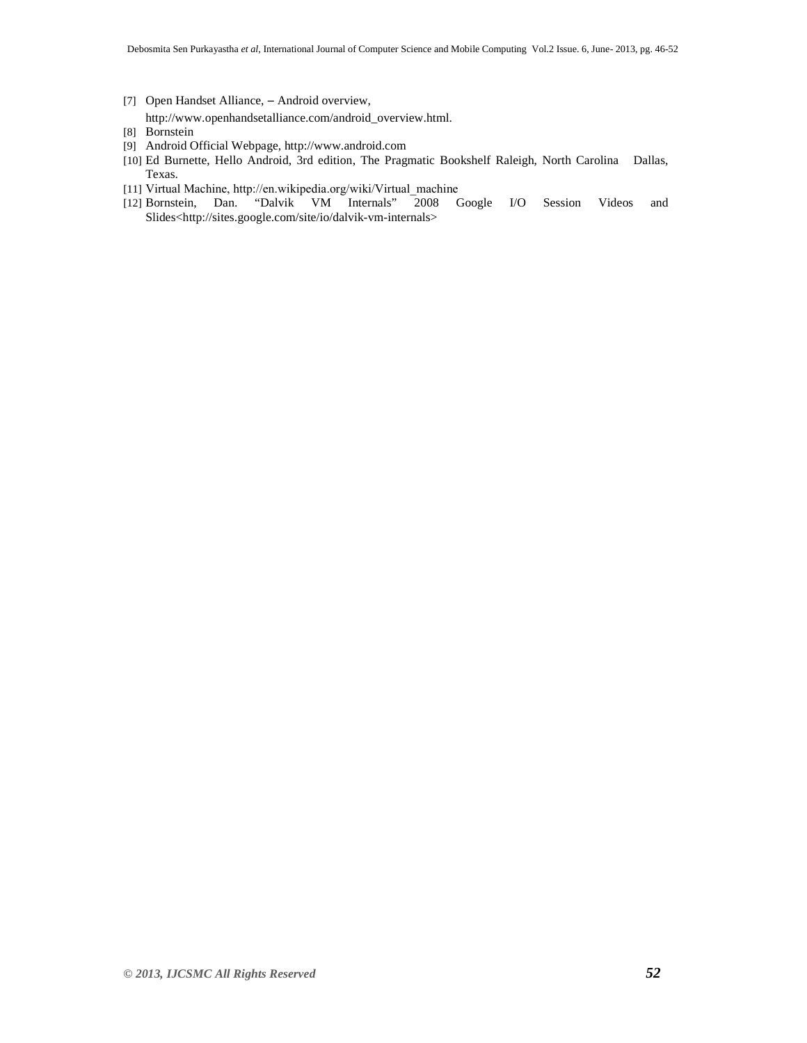[7] Open Handset Alliance, – Android overview, http://www.openhandsetalliance.com/android_overview.html.

[8] Bornstein

[9] Android Official Webpage, http://www.android.com

[10] Ed Burnette, Hello Android, 3rd edition, The Pragmatic Bookshelf Raleigh, North Carolina Dallas, Texas.

[11] Virtual Machine, http://en.wikipedia.org/wiki/Virtual_machine

[12] Bornstein, Dan. "Dalvik VM Internals" 2008 Google I/O Session Videos and Slides<http://sites.google.com/site/io/dalvik-vm-internals>